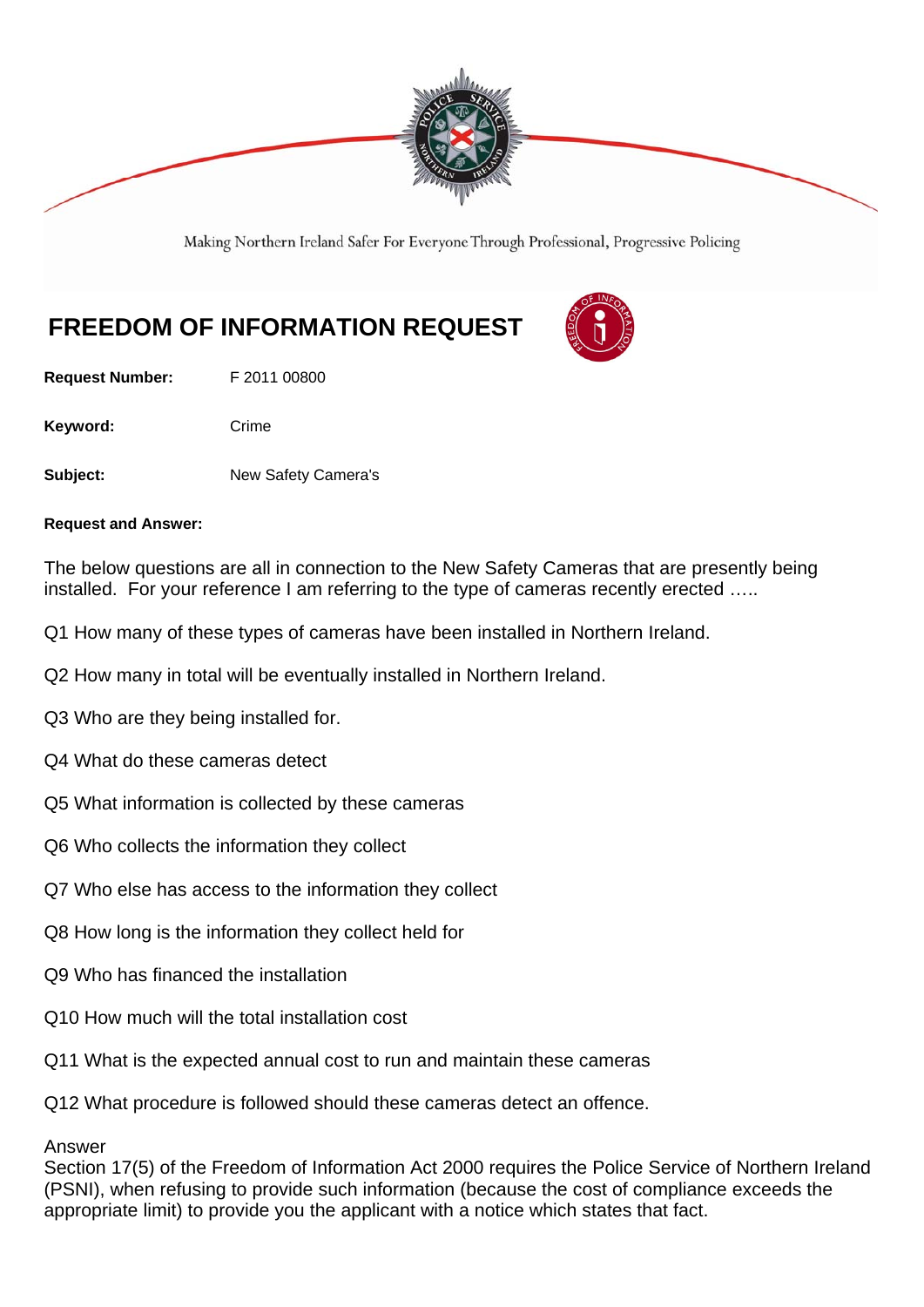Making Northern Ireland Safer For Everyone Through Professional, Progressive Policing

# FREEDOM OF INFORMATION REQUEST

**Request Number:** F 2011 00800

**Keyword:** Crime

**Subject:** New Safety Camera's

**Request and Answer:**

The below questions are all in connection to the New Safety Cameras that are presently being installed. For your reference I am referring to the type of cameras recently erected …..

Q1 How many of these types of cameras have been installed in Northern Ireland.

Q2 How many in total will be eventually installed in Northern Ireland.

Q3 Who are they being installed for.

Q4 What do these cameras detect

Q5 What information is collected by these cameras

Q6 Who collects the information they collect

Q7 Who else has access to the information they collect

Q8 How long is the information they collect held for

Q9 Who has financed the installation

Q10 How much will the total installation cost

Q11 What is the expected annual cost to run and maintain these cameras

Q12 What procedure is followed should these cameras detect an offence.

Answer
Section 17(5) of the Freedom of Information Act 2000 requires the Police Service of Northern Ireland (PSNI), when refusing to provide such information (because the cost of compliance exceeds the appropriate limit) to provide you the applicant with a notice which states that fact.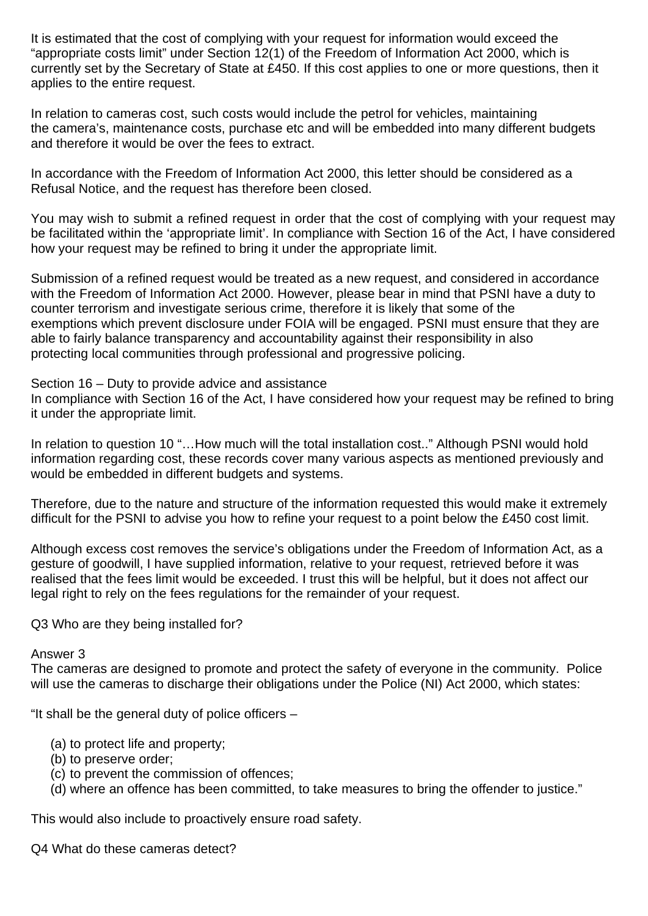It is estimated that the cost of complying with your request for information would exceed the "appropriate costs limit" under Section 12(1) of the Freedom of Information Act 2000, which is currently set by the Secretary of State at £450. If this cost applies to one or more questions, then it applies to the entire request.

In relation to cameras cost, such costs would include the petrol for vehicles, maintaining the camera's, maintenance costs, purchase etc and will be embedded into many different budgets and therefore it would be over the fees to extract.

In accordance with the Freedom of Information Act 2000, this letter should be considered as a Refusal Notice, and the request has therefore been closed.

You may wish to submit a refined request in order that the cost of complying with your request may be facilitated within the 'appropriate limit'. In compliance with Section 16 of the Act, I have considered how your request may be refined to bring it under the appropriate limit.

Submission of a refined request would be treated as a new request, and considered in accordance with the Freedom of Information Act 2000. However, please bear in mind that PSNI have a duty to counter terrorism and investigate serious crime, therefore it is likely that some of the exemptions which prevent disclosure under FOIA will be engaged. PSNI must ensure that they are able to fairly balance transparency and accountability against their responsibility in also protecting local communities through professional and progressive policing.

Section 16 – Duty to provide advice and assistance
In compliance with Section 16 of the Act, I have considered how your request may be refined to bring it under the appropriate limit.

In relation to question 10 "…How much will the total installation cost.." Although PSNI would hold information regarding cost, these records cover many various aspects as mentioned previously and would be embedded in different budgets and systems.

Therefore, due to the nature and structure of the information requested this would make it extremely difficult for the PSNI to advise you how to refine your request to a point below the £450 cost limit.

Although excess cost removes the service's obligations under the Freedom of Information Act, as a gesture of goodwill, I have supplied information, relative to your request, retrieved before it was realised that the fees limit would be exceeded. I trust this will be helpful, but it does not affect our legal right to rely on the fees regulations for the remainder of your request.

Q3 Who are they being installed for?

Answer 3
The cameras are designed to promote and protect the safety of everyone in the community. Police will use the cameras to discharge their obligations under the Police (NI) Act 2000, which states:

"It shall be the general duty of police officers –

(a) to protect life and property;
(b) to preserve order;
(c) to prevent the commission of offences;
(d) where an offence has been committed, to take measures to bring the offender to justice."

This would also include to proactively ensure road safety.

Q4 What do these cameras detect?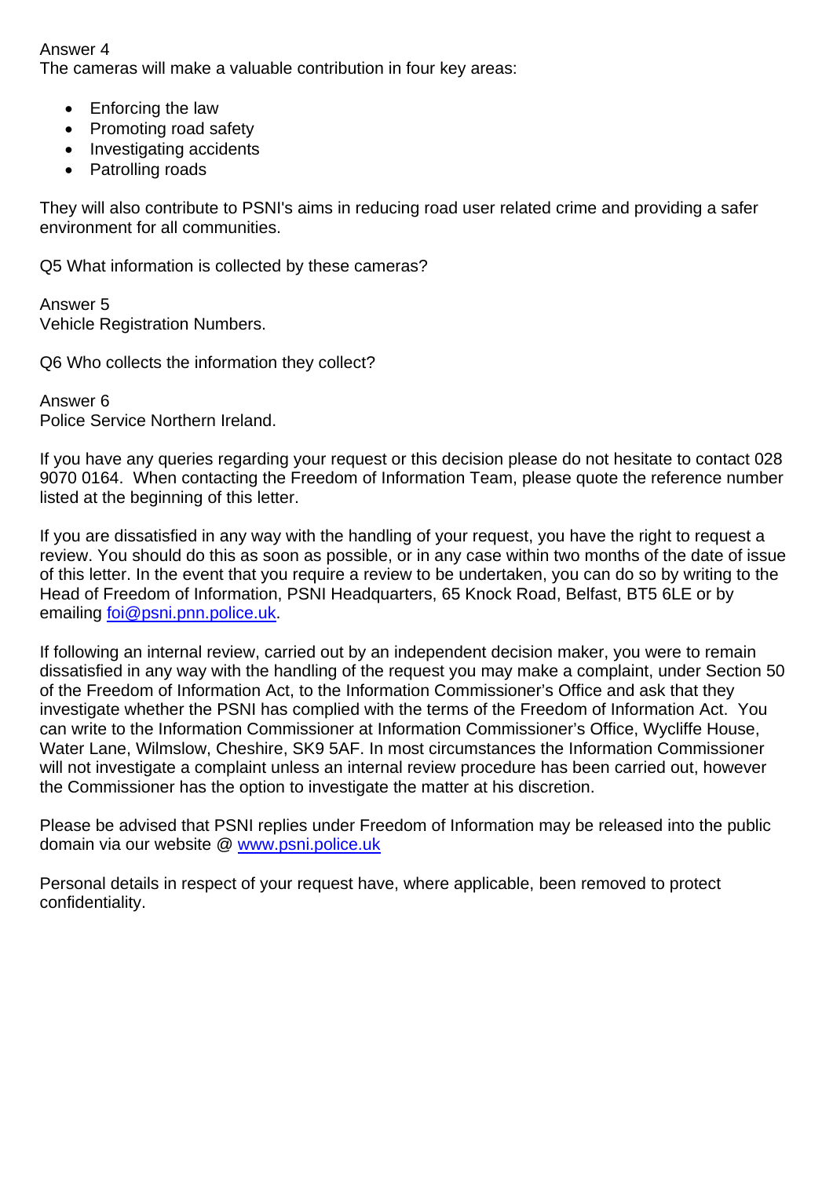Answer 4
The cameras will make a valuable contribution in four key areas:

- Enforcing the law
- Promoting road safety
- Investigating accidents
- Patrolling roads

They will also contribute to PSNI's aims in reducing road user related crime and providing a safer environment for all communities.

Q5 What information is collected by these cameras?

Answer 5
Vehicle Registration Numbers.

Q6 Who collects the information they collect?

Answer 6
Police Service Northern Ireland.

If you have any queries regarding your request or this decision please do not hesitate to contact 028 9070 0164. When contacting the Freedom of Information Team, please quote the reference number listed at the beginning of this letter.

If you are dissatisfied in any way with the handling of your request, you have the right to request a review. You should do this as soon as possible, or in any case within two months of the date of issue of this letter. In the event that you require a review to be undertaken, you can do so by writing to the Head of Freedom of Information, PSNI Headquarters, 65 Knock Road, Belfast, BT5 6LE or by emailing [foi@psni.pnn.police.uk](mailto:foi@psni.pnn.police.uk).

If following an internal review, carried out by an independent decision maker, you were to remain dissatisfied in any way with the handling of the request you may make a complaint, under Section 50 of the Freedom of Information Act, to the Information Commissioner's Office and ask that they investigate whether the PSNI has complied with the terms of the Freedom of Information Act. You can write to the Information Commissioner at Information Commissioner's Office, Wycliffe House, Water Lane, Wilmslow, Cheshire, SK9 5AF. In most circumstances the Information Commissioner will not investigate a complaint unless an internal review procedure has been carried out, however the Commissioner has the option to investigate the matter at his discretion.

Please be advised that PSNI replies under Freedom of Information may be released into the public domain via our website @ [www.psni.police.uk](http://www.psni.police.uk)

Personal details in respect of your request have, where applicable, been removed to protect confidentiality.